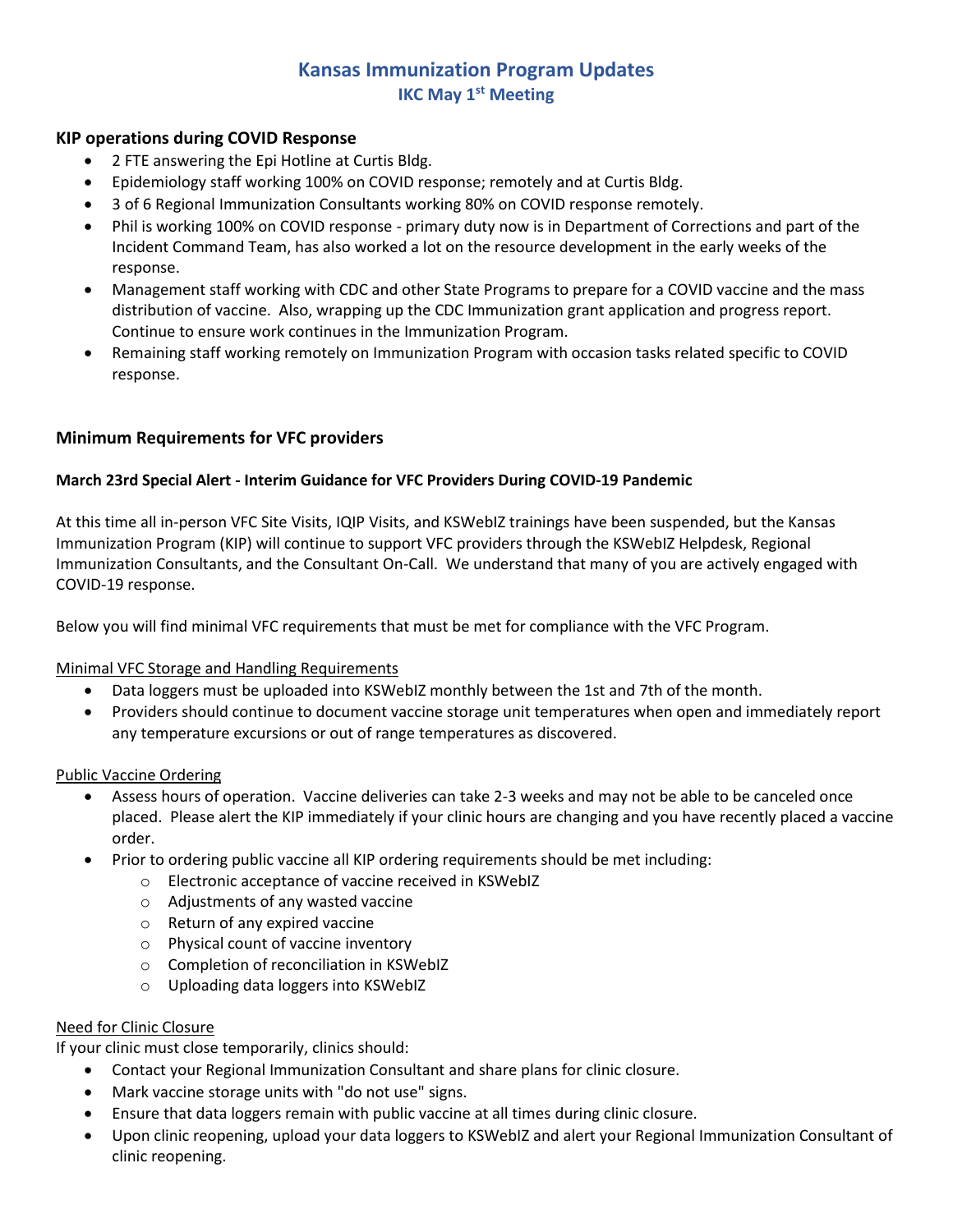# Kansas Immunization Program Updates

## IKC May 1st Meeting

### KIP operations during COVID Response

- 2 FTE answering the Epi Hotline at Curtis Bldg.
- Epidemiology staff working 100% on COVID response; remotely and at Curtis Bldg.
- 3 of 6 Regional Immunization Consultants working 80% on COVID response remotely.
- Phil is working 100% on COVID response - primary duty now is in Department of Corrections and part of the Incident Command Team, has also worked a lot on the resource development in the early weeks of the response.
- Management staff working with CDC and other State Programs to prepare for a COVID vaccine and the mass distribution of vaccine. Also, wrapping up the CDC Immunization grant application and progress report. Continue to ensure work continues in the Immunization Program.
- Remaining staff working remotely on Immunization Program with occasion tasks related specific to COVID response.

### Minimum Requirements for VFC providers

**March 23rd Special Alert - Interim Guidance for VFC Providers During COVID-19 Pandemic**

At this time all in-person VFC Site Visits, IQIP Visits, and KSWebIZ trainings have been suspended, but the Kansas Immunization Program (KIP) will continue to support VFC providers through the KSWebIZ Helpdesk, Regional Immunization Consultants, and the Consultant On-Call. We understand that many of you are actively engaged with COVID-19 response.

Below you will find minimal VFC requirements that must be met for compliance with the VFC Program.

<u>Minimal VFC Storage and Handling Requirements</u>

- Data loggers must be uploaded into KSWebIZ monthly between the 1st and 7th of the month.
- Providers should continue to document vaccine storage unit temperatures when open and immediately report any temperature excursions or out of range temperatures as discovered.

<u>Public Vaccine Ordering</u>

- Assess hours of operation. Vaccine deliveries can take 2-3 weeks and may not be able to be canceled once placed. Please alert the KIP immediately if your clinic hours are changing and you have recently placed a vaccine order.
- Prior to ordering public vaccine all KIP ordering requirements should be met including:
  - Electronic acceptance of vaccine received in KSWebIZ
  - Adjustments of any wasted vaccine
  - Return of any expired vaccine
  - Physical count of vaccine inventory
  - Completion of reconciliation in KSWebIZ
  - Uploading data loggers into KSWebIZ

<u>Need for Clinic Closure</u>

If your clinic must close temporarily, clinics should:

- Contact your Regional Immunization Consultant and share plans for clinic closure.
- Mark vaccine storage units with "do not use" signs.
- Ensure that data loggers remain with public vaccine at all times during clinic closure.
- Upon clinic reopening, upload your data loggers to KSWebIZ and alert your Regional Immunization Consultant of clinic reopening.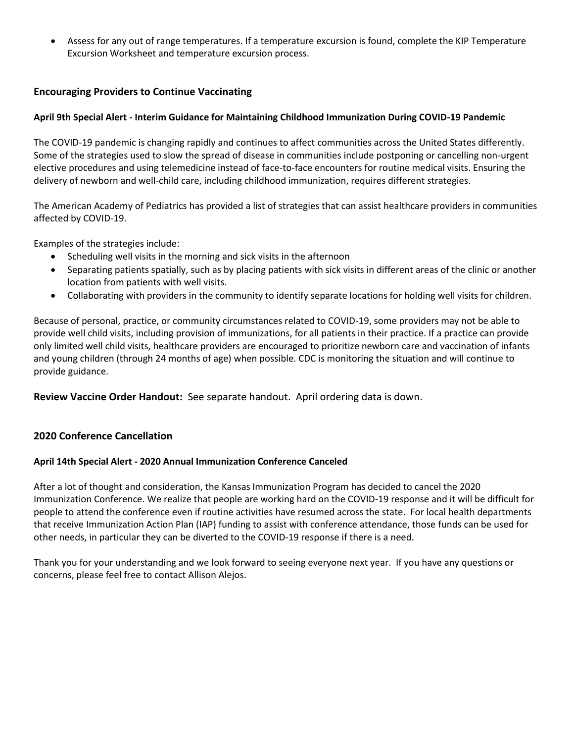- Assess for any out of range temperatures. If a temperature excursion is found, complete the KIP Temperature Excursion Worksheet and temperature excursion process.

## Encouraging Providers to Continue Vaccinating

### April 9th Special Alert - Interim Guidance for Maintaining Childhood Immunization During COVID-19 Pandemic

The COVID-19 pandemic is changing rapidly and continues to affect communities across the United States differently. Some of the strategies used to slow the spread of disease in communities include postponing or cancelling non-urgent elective procedures and using telemedicine instead of face-to-face encounters for routine medical visits. Ensuring the delivery of newborn and well-child care, including childhood immunization, requires different strategies.

The American Academy of Pediatrics has provided a list of strategies that can assist healthcare providers in communities affected by COVID-19.

Examples of the strategies include:

- Scheduling well visits in the morning and sick visits in the afternoon
- Separating patients spatially, such as by placing patients with sick visits in different areas of the clinic or another location from patients with well visits.
- Collaborating with providers in the community to identify separate locations for holding well visits for children.

Because of personal, practice, or community circumstances related to COVID-19, some providers may not be able to provide well child visits, including provision of immunizations, for all patients in their practice. If a practice can provide only limited well child visits, healthcare providers are encouraged to prioritize newborn care and vaccination of infants and young children (through 24 months of age) when possible. CDC is monitoring the situation and will continue to provide guidance.

**Review Vaccine Order Handout:** See separate handout. April ordering data is down.

## 2020 Conference Cancellation

### April 14th Special Alert - 2020 Annual Immunization Conference Canceled

After a lot of thought and consideration, the Kansas Immunization Program has decided to cancel the 2020 Immunization Conference. We realize that people are working hard on the COVID-19 response and it will be difficult for people to attend the conference even if routine activities have resumed across the state. For local health departments that receive Immunization Action Plan (IAP) funding to assist with conference attendance, those funds can be used for other needs, in particular they can be diverted to the COVID-19 response if there is a need.

Thank you for your understanding and we look forward to seeing everyone next year. If you have any questions or concerns, please feel free to contact Allison Alejos.